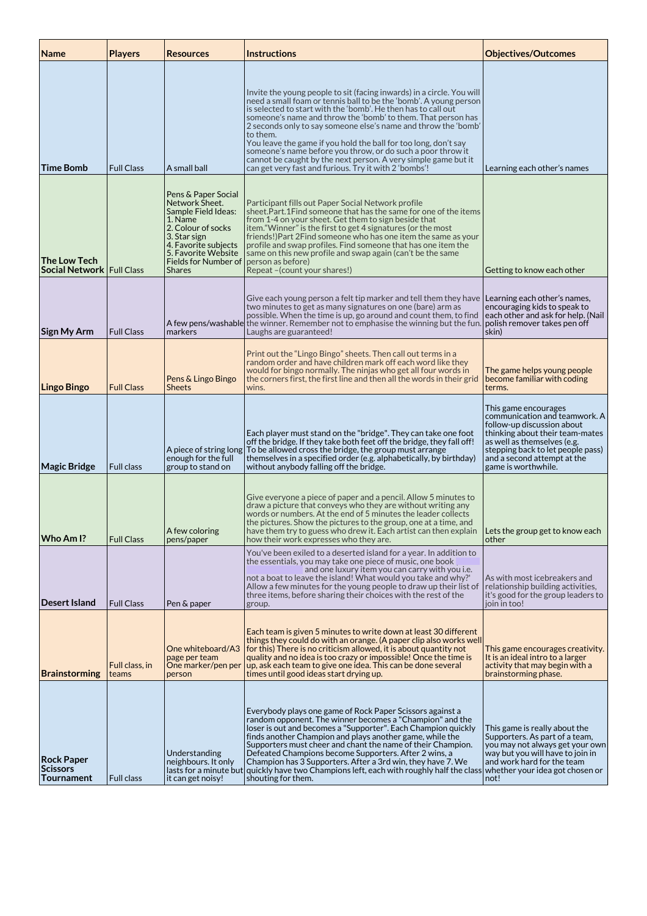| Name | Players | Resources | Instructions | Objectives/Outcomes |
|---|---|---|---|---|
| Time Bomb | Full Class | A small ball | Invite the young people to sit (facing inwards) in a circle. You will need a small foam or tennis ball to be the 'bomb'. A young person is selected to start with the 'bomb'. He then has to call out someone's name and throw the 'bomb' to them. That person has 2 seconds only to say someone else's name and throw the 'bomb' to them.<br>You leave the game if you hold the ball for too long, don't say someone's name before you throw, or do such a poor throw it cannot be caught by the next person. A very simple game but it can get very fast and furious. Try it with 2 'bombs'! | Learning each other's names |
| The Low Tech Social Network | Full Class | Pens & Paper Social Network Sheet. Sample Field Ideas:<br>1. Name<br>2. Colour of socks<br>3. Star sign<br>4. Favorite subjects<br>5. Favorite Website<br>Fields for Number of Shares | Participant fills out Paper Social Network profile sheet.Part.1Find someone that has the same for one of the items from 1-4 on your sheet. Get them to sign beside that item."Winner" is the first to get 4 signatures (or the most friends!)Part 2Find someone who has one item the same as your profile and swap profiles. Find someone that has one item the same on this new profile and swap again (can't be the same person as before)<br>Repeat –(count your shares!) | Getting to know each other |
| Sign My Arm | Full Class | A few pens/washable markers | Give each young person a felt tip marker and tell them they have two minutes to get as many signatures on one (bare) arm as possible. When the time is up, go around and count them, to find the winner. Remember not to emphasise the winning but the fun. Laughs are guaranteed! | Learning each other's names, encouraging kids to speak to each other and ask for help. (Nail polish remover takes pen off skin) |
| Lingo Bingo | Full Class | Pens & Lingo Bingo Sheets | Print out the "Lingo Bingo" sheets. Then call out terms in a random order and have children mark off each word like they would for bingo normally. The ninjas who get all four words in the corners first, the first line and then all the words in their grid wins. | The game helps young people become familiar with coding terms. |
| Magic Bridge | Full class | A piece of string long enough for the full group to stand on | Each player must stand on the "bridge". They can take one foot off the bridge. If they take both feet off the bridge, they fall off! To be allowed cross the bridge, the group must arrange themselves in a specified order (e.g. alphabetically, by birthday) without anybody falling off the bridge. | This game encourages communication and teamwork. A follow-up discussion about thinking about their team-mates as well as themselves (e.g. stepping back to let people pass) and a second attempt at the game is worthwhile. |
| Who Am I? | Full Class | A few coloring pens/paper | Give everyone a piece of paper and a pencil. Allow 5 minutes to draw a picture that conveys who they are without writing any words or numbers. At the end of 5 minutes the leader collects the pictures. Show the pictures to the group, one at a time, and have them try to guess who drew it. Each artist can then explain how their work expresses who they are. | Lets the group get to know each other |
| Desert Island | Full Class | Pen & paper | You've been exiled to a deserted island for a year. In addition to the essentials, you may take one piece of music, one book and one luxury item you can carry with you i.e. not a boat to leave the island! What would you take and why?' Allow a few minutes for the young people to draw up their list of three items, before sharing their choices with the rest of the group. | As with most icebreakers and relationship building activities, it's good for the group leaders to join in too! |
| Brainstorming | Full class, in teams | One whiteboard/A3 page per team<br>One marker/pen per person | Each team is given 5 minutes to write down at least 30 different things they could do with an orange. (A paper clip also works well for this) There is no criticism allowed, it is about quantity not quality and no idea is too crazy or impossible! Once the time is up, ask each team to give one idea. This can be done several times until good ideas start drying up. | This game encourages creativity. It is an ideal intro to a larger activity that may begin with a brainstorming phase. |
| Rock Paper Scissors Tournament | Full class | Understanding neighbours. It only lasts for a minute but it can get noisy! | Everybody plays one game of Rock Paper Scissors against a random opponent. The winner becomes a "Champion" and the loser is out and becomes a "Supporter". Each Champion quickly finds another Champion and plays another game, while the Supporters must cheer and chant the name of their Champion. Defeated Champions become Supporters. After 2 wins, a Champion has 3 Supporters. After a 3rd win, they have 7. We quickly have two Champions left, each with roughly half the class shouting for them. | This game is really about the Supporters. As part of a team, you may not always get your own way but you will have to join in and work hard for the team whether your idea got chosen or not! |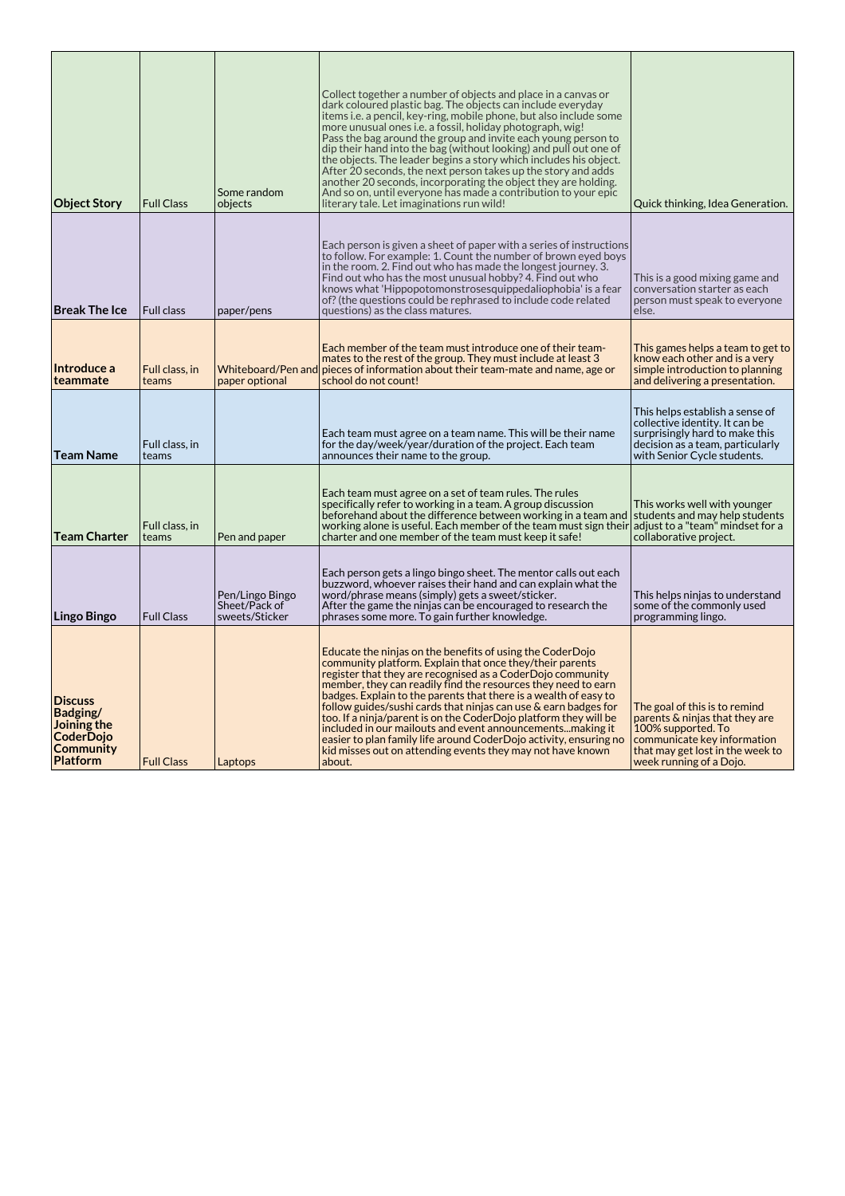| | | | | |
|---|---|---|---|---|
| **Object Story** | Full Class | Some random objects | Collect together a number of objects and place in a canvas or dark coloured plastic bag. The objects can include everyday items i.e. a pencil, key-ring, mobile phone, but also include some more unusual ones i.e. a fossil, holiday photograph, wig! Pass the bag around the group and invite each young person to dip their hand into the bag (without looking) and pull out one of the objects. The leader begins a story which includes his object. After 20 seconds, the next person takes up the story and adds another 20 seconds, incorporating the object they are holding. And so on, until everyone has made a contribution to your epic literary tale. Let imaginations run wild! | Quick thinking, Idea Generation. |
| **Break The Ice** | Full class | paper/pens | Each person is given a sheet of paper with a series of instructions to follow. For example: 1. Count the number of brown eyed boys in the room. 2. Find out who has made the longest journey. 3. Find out who has the most unusual hobby? 4. Find out who knows what 'Hippopotomonstrosesquippedaliophobia' is a fear of? (the questions could be rephrased to include code related questions) as the class matures. | This is a good mixing game and conversation starter as each person must speak to everyone else. |
| **Introduce a teammate** | Full class, in teams | Whiteboard/Pen and paper optional | Each member of the team must introduce one of their team-mates to the rest of the group. They must include at least 3 pieces of information about their team-mate and name, age or school do not count! | This games helps a team to get to know each other and is a very simple introduction to planning and delivering a presentation. |
| **Team Name** | Full class, in teams | | Each team must agree on a team name. This will be their name for the day/week/year/duration of the project. Each team announces their name to the group. | This helps establish a sense of collective identity. It can be surprisingly hard to make this decision as a team, particularly with Senior Cycle students. |
| **Team Charter** | Full class, in teams | Pen and paper | Each team must agree on a set of team rules. The rules specifically refer to working in a team. A group discussion beforehand about the difference between working in a team and working alone is useful. Each member of the team must sign their charter and one member of the team must keep it safe! | This works well with younger students and may help students adjust to a "team" mindset for a collaborative project. |
| **Lingo Bingo** | Full Class | Pen/Lingo Bingo Sheet/Pack of sweets/Sticker | Each person gets a lingo bingo sheet. The mentor calls out each buzzword, whoever raises their hand and can explain what the word/phrase means (simply) gets a sweet/sticker. After the game the ninjas can be encouraged to research the phrases some more. To gain further knowledge. | This helps ninjas to understand some of the commonly used programming lingo. |
| **Discuss Badging/ Joining the CoderDojo Community Platform** | Full Class | Laptops | Educate the ninjas on the benefits of using the CoderDojo community platform. Explain that once they/their parents register that they are recognised as a CoderDojo community member, they can readily find the resources they need to earn badges. Explain to the parents that there is a wealth of easy to follow guides/sushi cards that ninjas can use & earn badges for too. If a ninja/parent is on the CoderDojo platform they will be included in our mailouts and event announcements...making it easier to plan family life around CoderDojo activity, ensuring no kid misses out on attending events they may not have known about. | The goal of this is to remind parents & ninjas that they are 100% supported. To communicate key information that may get lost in the week to week running of a Dojo. |